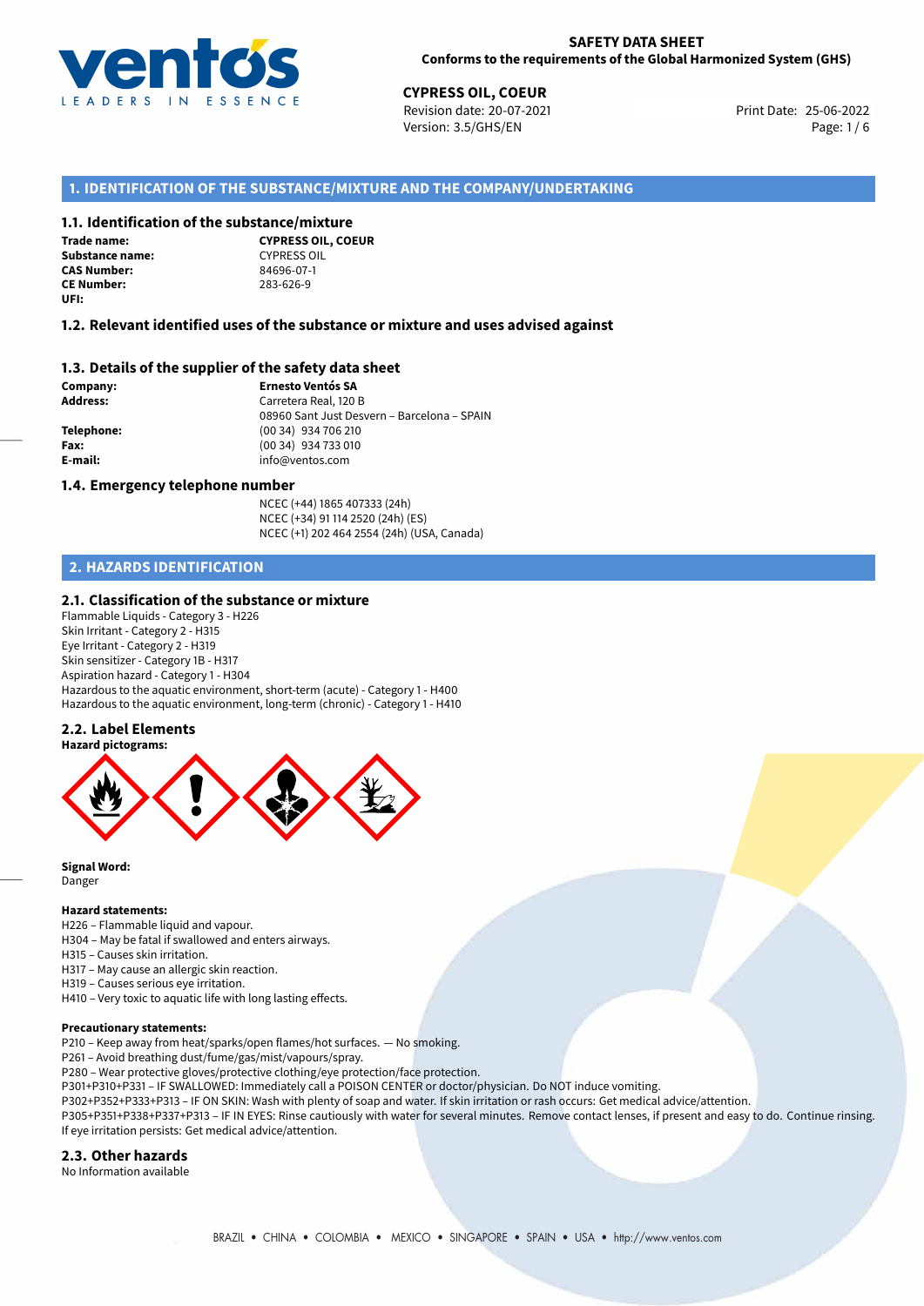**SAFETY DATA SHEET**
**Conforms to the requirements of the Global Harmonized System (GHS)**

**CYPRESS OIL, COEUR**
Revision date: 20-07-2021
Version: 3.5/GHS/EN
Print Date: 25-06-2022

## 1. IDENTIFICATION OF THE SUBSTANCE/MIXTURE AND THE COMPANY/UNDERTAKING

### 1.1. Identification of the substance/mixture

**Trade name:** **CYPRESS OIL, COEUR**
**Substance name:** CYPRESS OIL
**CAS Number:** 84696-07-1
**CE Number:** 283-626-9
**UFI:**

### 1.2. Relevant identified uses of the substance or mixture and uses advised against

### 1.3. Details of the supplier of the safety data sheet

**Company:** **Ernesto Ventós SA**
**Address:** Carretera Real, 120 B
08960 Sant Just Desvern – Barcelona – SPAIN
**Telephone:** (00 34) 934 706 210
**Fax:** (00 34) 934 733 010
**E-mail:** info@ventos.com

### 1.4. Emergency telephone number

NCEC (+44) 1865 407333 (24h)
NCEC (+34) 91 114 2520 (24h) (ES)
NCEC (+1) 202 464 2554 (24h) (USA, Canada)

## 2. HAZARDS IDENTIFICATION

### 2.1. Classification of the substance or mixture

Flammable Liquids - Category 3 - H226
Skin Irritant - Category 2 - H315
Eye Irritant - Category 2 - H319
Skin sensitizer - Category 1B - H317
Aspiration hazard - Category 1 - H304
Hazardous to the aquatic environment, short-term (acute) - Category 1 - H400
Hazardous to the aquatic environment, long-term (chronic) - Category 1 - H410

### 2.2. Label Elements

**Hazard pictograms:**

**Signal Word:**
Danger

**Hazard statements:**
H226 – Flammable liquid and vapour.
H304 – May be fatal if swallowed and enters airways.
H315 – Causes skin irritation.
H317 – May cause an allergic skin reaction.
H319 – Causes serious eye irritation.
H410 – Very toxic to aquatic life with long lasting effects.

**Precautionary statements:**
P210 – Keep away from heat/sparks/open flames/hot surfaces. — No smoking.
P261 – Avoid breathing dust/fume/gas/mist/vapours/spray.
P280 – Wear protective gloves/protective clothing/eye protection/face protection.
P301+P310+P331 – IF SWALLOWED: Immediately call a POISON CENTER or doctor/physician. Do NOT induce vomiting.
P302+P352+P333+P313 – IF ON SKIN: Wash with plenty of soap and water. If skin irritation or rash occurs: Get medical advice/attention.
P305+P351+P338+P337+P313 – IF IN EYES: Rinse cautiously with water for several minutes. Remove contact lenses, if present and easy to do. Continue rinsing. If eye irritation persists: Get medical advice/attention.

### 2.3. Other hazards

No Information available

BRAZIL • CHINA • COLOMBIA • MEXICO • SINGAPORE • SPAIN • USA • http://www.ventos.com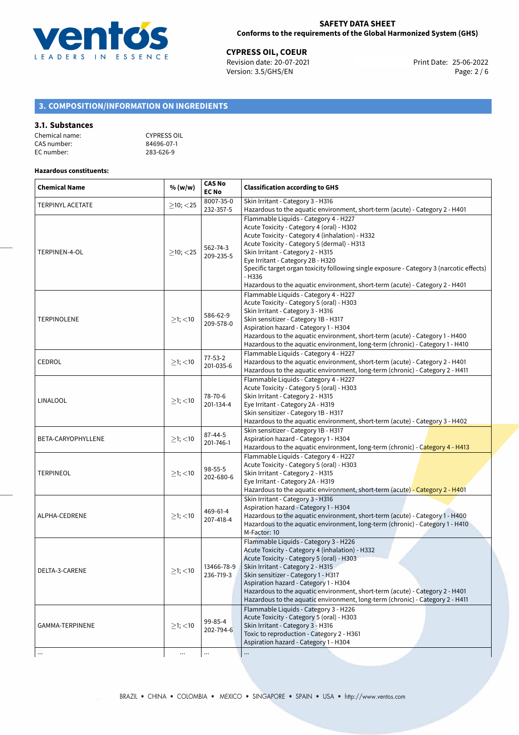## 3. COMPOSITION/INFORMATION ON INGREDIENTS

### 3.1. Substances

Chemical name: CYPRESS OIL
CAS number: 84696-07-1
EC number: 283-626-9

**Hazardous constituents:**

| Chemical Name | % (w/w) | CAS No EC No | Classification according to GHS |
|---|---|---|---|
| TERPINYL ACETATE | ≥10; <25 | 8007-35-0 232-357-5 | Skin Irritant - Category 3 - H316<br>Hazardous to the aquatic environment, short-term (acute) - Category 2 - H401 |
| TERPINEN-4-OL | ≥10; <25 | 562-74-3 209-235-5 | Flammable Liquids - Category 4 - H227<br>Acute Toxicity - Category 4 (oral) - H302<br>Acute Toxicity - Category 4 (inhalation) - H332<br>Acute Toxicity - Category 5 (dermal) - H313<br>Skin Irritant - Category 2 - H315<br>Eye Irritant - Category 2B - H320<br>Specific target organ toxicity following single exposure - Category 3 (narcotic effects) - H336<br>Hazardous to the aquatic environment, short-term (acute) - Category 2 - H401 |
| TERPINOLENE | ≥1; <10 | 586-62-9 209-578-0 | Flammable Liquids - Category 4 - H227<br>Acute Toxicity - Category 5 (oral) - H303<br>Skin Irritant - Category 3 - H316<br>Skin sensitizer - Category 1B - H317<br>Aspiration hazard - Category 1 - H304<br>Hazardous to the aquatic environment, short-term (acute) - Category 1 - H400<br>Hazardous to the aquatic environment, long-term (chronic) - Category 1 - H410 |
| CEDROL | ≥1; <10 | 77-53-2 201-035-6 | Flammable Liquids - Category 4 - H227<br>Hazardous to the aquatic environment, short-term (acute) - Category 2 - H401<br>Hazardous to the aquatic environment, long-term (chronic) - Category 2 - H411 |
| LINALOOL | ≥1; <10 | 78-70-6 201-134-4 | Flammable Liquids - Category 4 - H227<br>Acute Toxicity - Category 5 (oral) - H303<br>Skin Irritant - Category 2 - H315<br>Eye Irritant - Category 2A - H319<br>Skin sensitizer - Category 1B - H317<br>Hazardous to the aquatic environment, short-term (acute) - Category 3 - H402 |
| BETA-CARYOPHYLLENE | ≥1; <10 | 87-44-5 201-746-1 | Skin sensitizer - Category 1B - H317<br>Aspiration hazard - Category 1 - H304<br>Hazardous to the aquatic environment, long-term (chronic) - Category 4 - H413 |
| TERPINEOL | ≥1; <10 | 98-55-5 202-680-6 | Flammable Liquids - Category 4 - H227<br>Acute Toxicity - Category 5 (oral) - H303<br>Skin Irritant - Category 2 - H315<br>Eye Irritant - Category 2A - H319<br>Hazardous to the aquatic environment, short-term (acute) - Category 2 - H401 |
| ALPHA-CEDRENE | ≥1; <10 | 469-61-4 207-418-4 | Skin Irritant - Category 3 - H316<br>Aspiration hazard - Category 1 - H304<br>Hazardous to the aquatic environment, short-term (acute) - Category 1 - H400<br>Hazardous to the aquatic environment, long-term (chronic) - Category 1 - H410<br>M-Factor: 10 |
| DELTA-3-CARENE | ≥1; <10 | 13466-78-9 236-719-3 | Flammable Liquids - Category 3 - H226<br>Acute Toxicity - Category 4 (inhalation) - H332<br>Acute Toxicity - Category 5 (oral) - H303<br>Skin Irritant - Category 2 - H315<br>Skin sensitizer - Category 1 - H317<br>Aspiration hazard - Category 1 - H304<br>Hazardous to the aquatic environment, short-term (acute) - Category 2 - H401<br>Hazardous to the aquatic environment, long-term (chronic) - Category 2 - H411 |
| GAMMA-TERPINENE | ≥1; <10 | 99-85-4 202-794-6 | Flammable Liquids - Category 3 - H226<br>Acute Toxicity - Category 5 (oral) - H303<br>Skin Irritant - Category 3 - H316<br>Toxic to reproduction - Category 2 - H361<br>Aspiration hazard - Category 1 - H304 |
| ... | ... | ... | ... |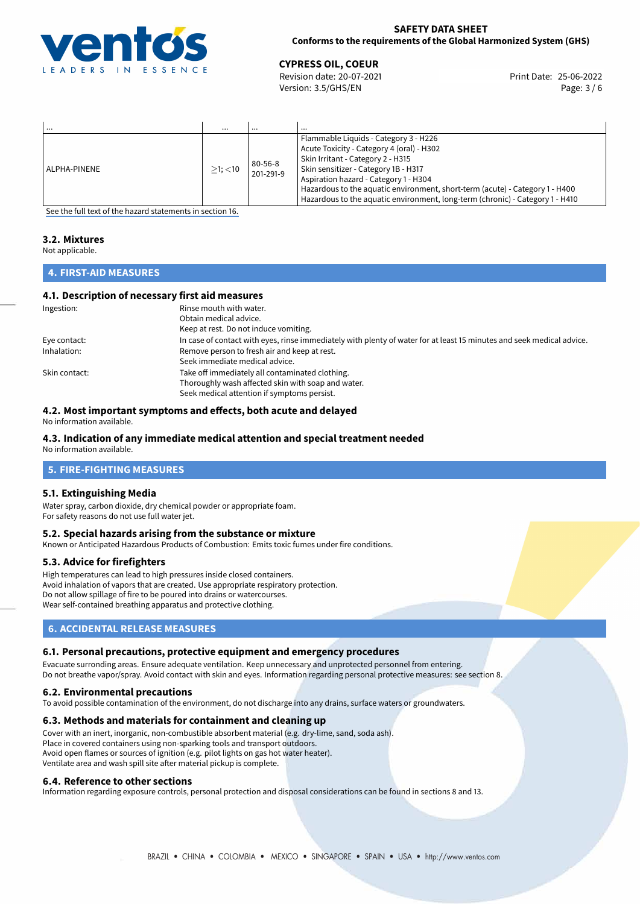| ... | ... | ... | ... |
|---|---|---|---|
| ALPHA-PINENE | ≥1; <10 | 80-56-8<br>201-291-9 | Flammable Liquids - Category 3 - H226<br>Acute Toxicity - Category 4 (oral) - H302<br>Skin Irritant - Category 2 - H315<br>Skin sensitizer - Category 1B - H317<br>Aspiration hazard - Category 1 - H304<br>Hazardous to the aquatic environment, short-term (acute) - Category 1 - H400<br>Hazardous to the aquatic environment, long-term (chronic) - Category 1 - H410 |

See the full text of the hazard statements in section 16.

### 3.2. Mixtures

Not applicable.

## 4. FIRST-AID MEASURES

### 4.1. Description of necessary first aid measures

Ingestion: Rinse mouth with water.
Obtain medical advice.
Keep at rest. Do not induce vomiting.

Eye contact: In case of contact with eyes, rinse immediately with plenty of water for at least 15 minutes and seek medical advice.

Inhalation: Remove person to fresh air and keep at rest.
Seek immediate medical advice.

Skin contact: Take off immediately all contaminated clothing.
Thoroughly wash affected skin with soap and water.
Seek medical attention if symptoms persist.

### 4.2. Most important symptoms and effects, both acute and delayed

No information available.

### 4.3. Indication of any immediate medical attention and special treatment needed

No information available.

## 5. FIRE-FIGHTING MEASURES

### 5.1. Extinguishing Media

Water spray, carbon dioxide, dry chemical powder or appropriate foam.
For safety reasons do not use full water jet.

### 5.2. Special hazards arising from the substance or mixture

Known or Anticipated Hazardous Products of Combustion: Emits toxic fumes under fire conditions.

### 5.3. Advice for firefighters

High temperatures can lead to high pressures inside closed containers.
Avoid inhalation of vapors that are created. Use appropriate respiratory protection.
Do not allow spillage of fire to be poured into drains or watercourses.
Wear self-contained breathing apparatus and protective clothing.

## 6. ACCIDENTAL RELEASE MEASURES

### 6.1. Personal precautions, protective equipment and emergency procedures

Evacuate surronding areas. Ensure adequate ventilation. Keep unnecessary and unprotected personnel from entering.
Do not breathe vapor/spray. Avoid contact with skin and eyes. Information regarding personal protective measures: see section 8.

### 6.2. Environmental precautions

To avoid possible contamination of the environment, do not discharge into any drains, surface waters or groundwaters.

### 6.3. Methods and materials for containment and cleaning up

Cover with an inert, inorganic, non-combustible absorbent material (e.g. dry-lime, sand, soda ash).
Place in covered containers using non-sparking tools and transport outdoors.
Avoid open flames or sources of ignition (e.g. pilot lights on gas hot water heater).
Ventilate area and wash spill site after material pickup is complete.

### 6.4. Reference to other sections

Information regarding exposure controls, personal protection and disposal considerations can be found in sections 8 and 13.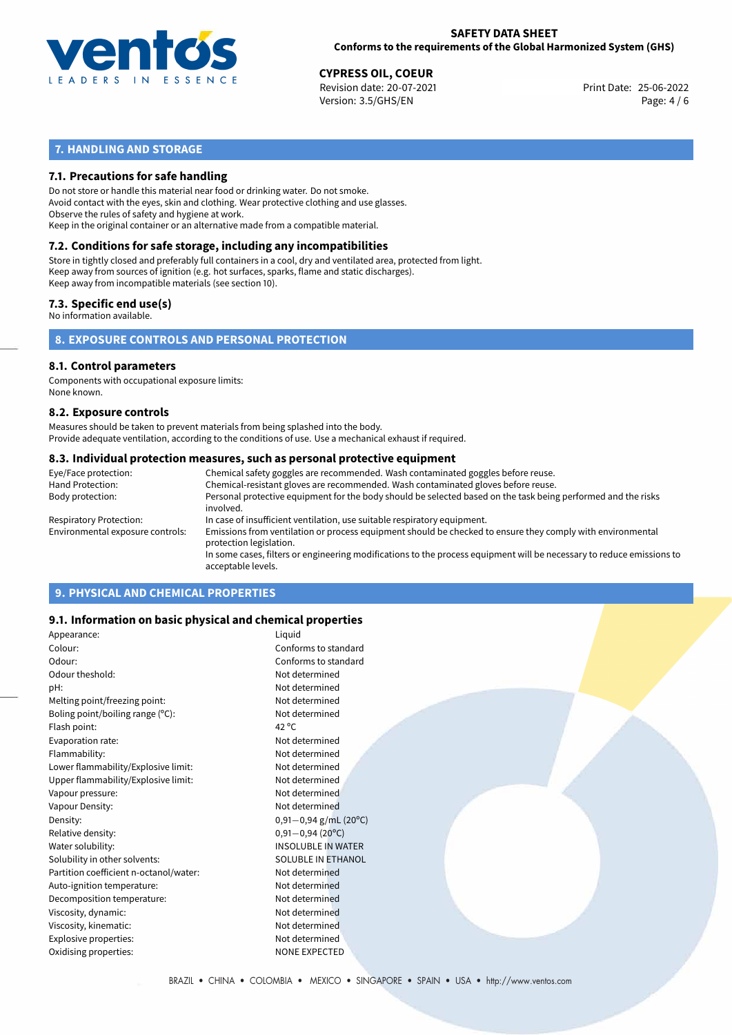## 7. HANDLING AND STORAGE

### 7.1. Precautions for safe handling

Do not store or handle this material near food or drinking water. Do not smoke.
Avoid contact with the eyes, skin and clothing. Wear protective clothing and use glasses.
Observe the rules of safety and hygiene at work.
Keep in the original container or an alternative made from a compatible material.

### 7.2. Conditions for safe storage, including any incompatibilities

Store in tightly closed and preferably full containers in a cool, dry and ventilated area, protected from light.
Keep away from sources of ignition (e.g. hot surfaces, sparks, flame and static discharges).
Keep away from incompatible materials (see section 10).

### 7.3. Specific end use(s)

No information available.

## 8. EXPOSURE CONTROLS AND PERSONAL PROTECTION

### 8.1. Control parameters

Components with occupational exposure limits:
None known.

### 8.2. Exposure controls

Measures should be taken to prevent materials from being splashed into the body.
Provide adequate ventilation, according to the conditions of use. Use a mechanical exhaust if required.

### 8.3. Individual protection measures, such as personal protective equipment

| | |
|---|---|
| Eye/Face protection: | Chemical safety goggles are recommended. Wash contaminated goggles before reuse. |
| Hand Protection: | Chemical-resistant gloves are recommended. Wash contaminated gloves before reuse. |
| Body protection: | Personal protective equipment for the body should be selected based on the task being performed and the risks involved. |
| Respiratory Protection: | In case of insufficient ventilation, use suitable respiratory equipment. |
| Environmental exposure controls: | Emissions from ventilation or process equipment should be checked to ensure they comply with environmental protection legislation. In some cases, filters or engineering modifications to the process equipment will be necessary to reduce emissions to acceptable levels. |

## 9. PHYSICAL AND CHEMICAL PROPERTIES

### 9.1. Information on basic physical and chemical properties

| | |
|---|---|
| Appearance: | Liquid |
| Colour: | Conforms to standard |
| Odour: | Conforms to standard |
| Odour theshold: | Not determined |
| pH: | Not determined |
| Melting point/freezing point: | Not determined |
| Boling point/boiling range (°C): | Not determined |
| Flash point: | 42 °C |
| Evaporation rate: | Not determined |
| Flammability: | Not determined |
| Lower flammability/Explosive limit: | Not determined |
| Upper flammability/Explosive limit: | Not determined |
| Vapour pressure: | Not determined |
| Vapour Density: | Not determined |
| Density: | 0,91−0,94 g/mL (20°C) |
| Relative density: | 0,91−0,94 (20°C) |
| Water solubility: | INSOLUBLE IN WATER |
| Solubility in other solvents: | SOLUBLE IN ETHANOL |
| Partition coefficient n-octanol/water: | Not determined |
| Auto-ignition temperature: | Not determined |
| Decomposition temperature: | Not determined |
| Viscosity, dynamic: | Not determined |
| Viscosity, kinematic: | Not determined |
| Explosive properties: | Not determined |
| Oxidising properties: | NONE EXPECTED |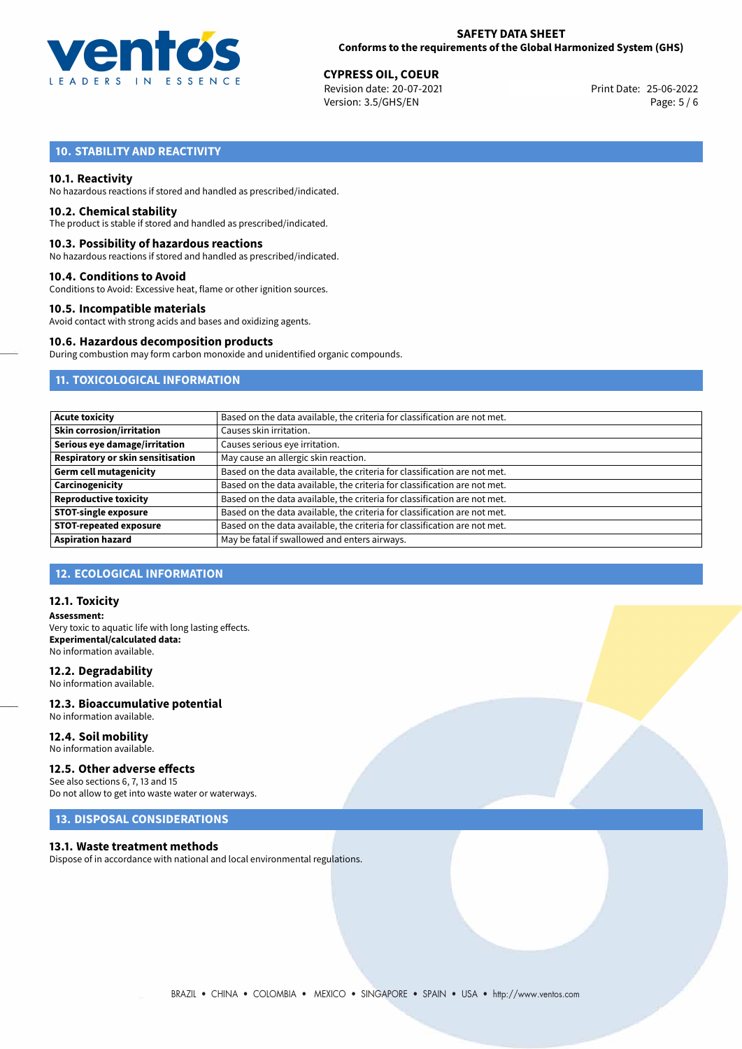## 10. STABILITY AND REACTIVITY

### 10.1. Reactivity

No hazardous reactions if stored and handled as prescribed/indicated.

### 10.2. Chemical stability

The product is stable if stored and handled as prescribed/indicated.

### 10.3. Possibility of hazardous reactions

No hazardous reactions if stored and handled as prescribed/indicated.

### 10.4. Conditions to Avoid

Conditions to Avoid: Excessive heat, flame or other ignition sources.

### 10.5. Incompatible materials

Avoid contact with strong acids and bases and oxidizing agents.

### 10.6. Hazardous decomposition products

During combustion may form carbon monoxide and unidentified organic compounds.

## 11. TOXICOLOGICAL INFORMATION

| | |
|---|---|
| **Acute toxicity** | Based on the data available, the criteria for classification are not met. |
| **Skin corrosion/irritation** | Causes skin irritation. |
| **Serious eye damage/irritation** | Causes serious eye irritation. |
| **Respiratory or skin sensitisation** | May cause an allergic skin reaction. |
| **Germ cell mutagenicity** | Based on the data available, the criteria for classification are not met. |
| **Carcinogenicity** | Based on the data available, the criteria for classification are not met. |
| **Reproductive toxicity** | Based on the data available, the criteria for classification are not met. |
| **STOT-single exposure** | Based on the data available, the criteria for classification are not met. |
| **STOT-repeated exposure** | Based on the data available, the criteria for classification are not met. |
| **Aspiration hazard** | May be fatal if swallowed and enters airways. |

## 12. ECOLOGICAL INFORMATION

### 12.1. Toxicity

**Assessment:**
Very toxic to aquatic life with long lasting effects.
**Experimental/calculated data:**
No information available.

### 12.2. Degradability

No information available.

### 12.3. Bioaccumulative potential

No information available.

### 12.4. Soil mobility

No information available.

### 12.5. Other adverse effects

See also sections 6, 7, 13 and 15
Do not allow to get into waste water or waterways.

## 13. DISPOSAL CONSIDERATIONS

### 13.1. Waste treatment methods

Dispose of in accordance with national and local environmental regulations.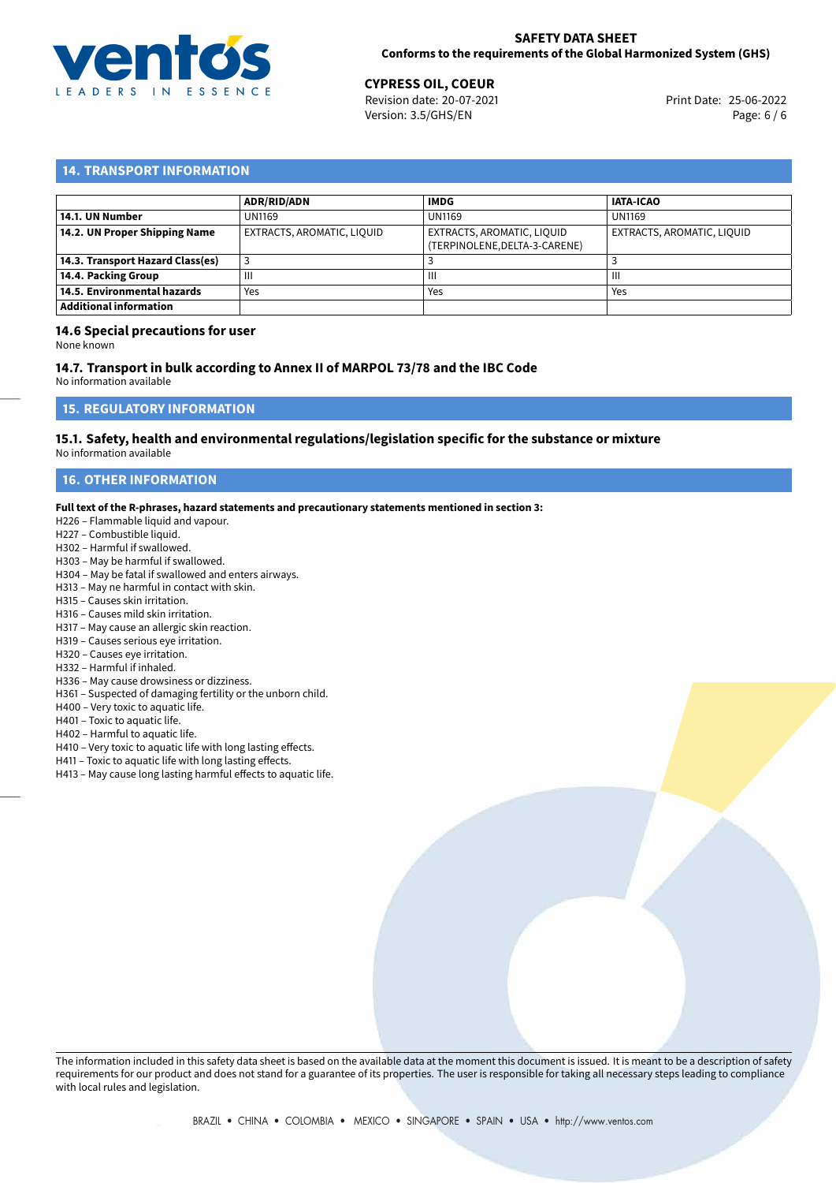## 14. TRANSPORT INFORMATION

| | ADR/RID/ADN | IMDG | IATA-ICAO |
|---|---|---|---|
| **14.1. UN Number** | UN1169 | UN1169 | UN1169 |
| **14.2. UN Proper Shipping Name** | EXTRACTS, AROMATIC, LIQUID | EXTRACTS, AROMATIC, LIQUID (TERPINOLENE,DELTA-3-CARENE) | EXTRACTS, AROMATIC, LIQUID |
| **14.3. Transport Hazard Class(es)** | 3 | 3 | 3 |
| **14.4. Packing Group** | III | III | III |
| **14.5. Environmental hazards** | Yes | Yes | Yes |
| **Additional information** | | | |

### 14.6 Special precautions for user

None known

### 14.7. Transport in bulk according to Annex II of MARPOL 73/78 and the IBC Code

No information available

## 15. REGULATORY INFORMATION

### 15.1. Safety, health and environmental regulations/legislation specific for the substance or mixture

No information available

## 16. OTHER INFORMATION

**Full text of the R-phrases, hazard statements and precautionary statements mentioned in section 3:**

H226 – Flammable liquid and vapour.
H227 – Combustible liquid.
H302 – Harmful if swallowed.
H303 – May be harmful if swallowed.
H304 – May be fatal if swallowed and enters airways.
H313 – May ne harmful in contact with skin.
H315 – Causes skin irritation.
H316 – Causes mild skin irritation.
H317 – May cause an allergic skin reaction.
H319 – Causes serious eye irritation.
H320 – Causes eye irritation.
H332 – Harmful if inhaled.
H336 – May cause drowsiness or dizziness.
H361 – Suspected of damaging fertility or the unborn child.
H400 – Very toxic to aquatic life.
H401 – Toxic to aquatic life.
H402 – Harmful to aquatic life.
H410 – Very toxic to aquatic life with long lasting effects.
H411 – Toxic to aquatic life with long lasting effects.
H413 – May cause long lasting harmful effects to aquatic life.

The information included in this safety data sheet is based on the available data at the moment this document is issued. It is meant to be a description of safety requirements for our product and does not stand for a guarantee of its properties. The user is responsible for taking all necessary steps leading to compliance with local rules and legislation.